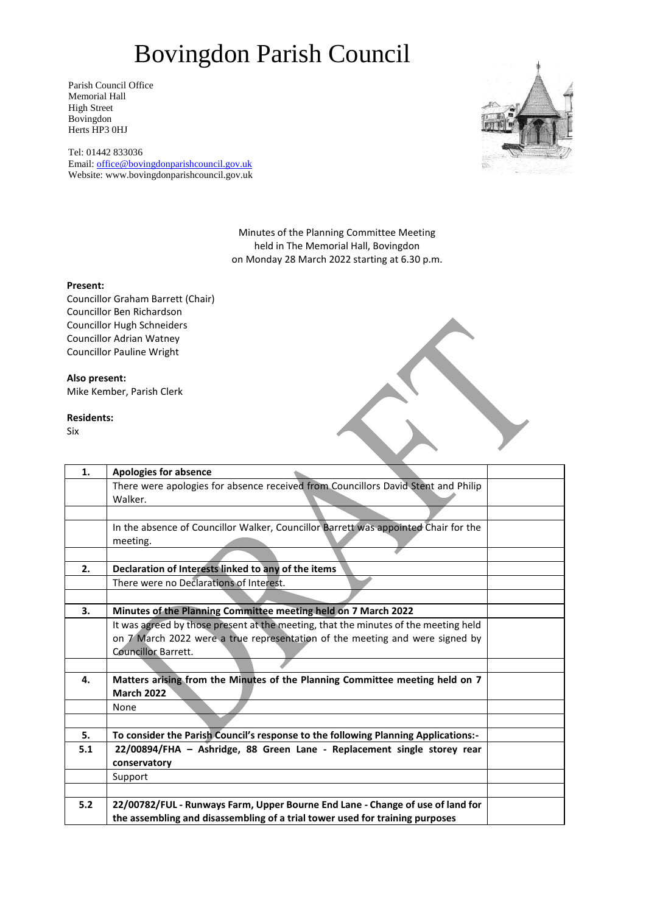# Bovingdon Parish Council

Parish Council Office
Memorial Hall
High Street
Bovingdon
Herts HP3 0HJ

Tel: 01442 833036
Email: office@bovingdonparishcouncil.gov.uk
Website: www.bovingdonparishcouncil.gov.uk

Minutes of the Planning Committee Meeting
held in The Memorial Hall, Bovingdon
on Monday 28 March 2022 starting at 6.30 p.m.

**Present:**
Councillor Graham Barrett (Chair)
Councillor Ben Richardson
Councillor Hugh Schneiders
Councillor Adrian Watney
Councillor Pauline Wright

**Also present:**
Mike Kember, Parish Clerk

**Residents:**
Six

| | | |
|---|---|---|
| **1.** | **Apologies for absence** | |
| | There were apologies for absence received from Councillors David Stent and Philip Walker. | |
| | | |
| | In the absence of Councillor Walker, Councillor Barrett was appointed Chair for the meeting. | |
| | | |
| **2.** | **Declaration of Interests linked to any of the items** | |
| | There were no Declarations of Interest. | |
| | | |
| **3.** | **Minutes of the Planning Committee meeting held on 7 March 2022** | |
| | It was agreed by those present at the meeting, that the minutes of the meeting held on 7 March 2022 were a true representation of the meeting and were signed by Councillor Barrett. | |
| | | |
| **4.** | **Matters arising from the Minutes of the Planning Committee meeting held on 7 March 2022** | |
| | None | |
| | | |
| **5.** | **To consider the Parish Council's response to the following Planning Applications:-** | |
| **5.1** | **22/00894/FHA – Ashridge, 88 Green Lane - Replacement single storey rear conservatory** | |
| | Support | |
| | | |
| **5.2** | **22/00782/FUL - Runways Farm, Upper Bourne End Lane - Change of use of land for the assembling and disassembling of a trial tower used for training purposes** | |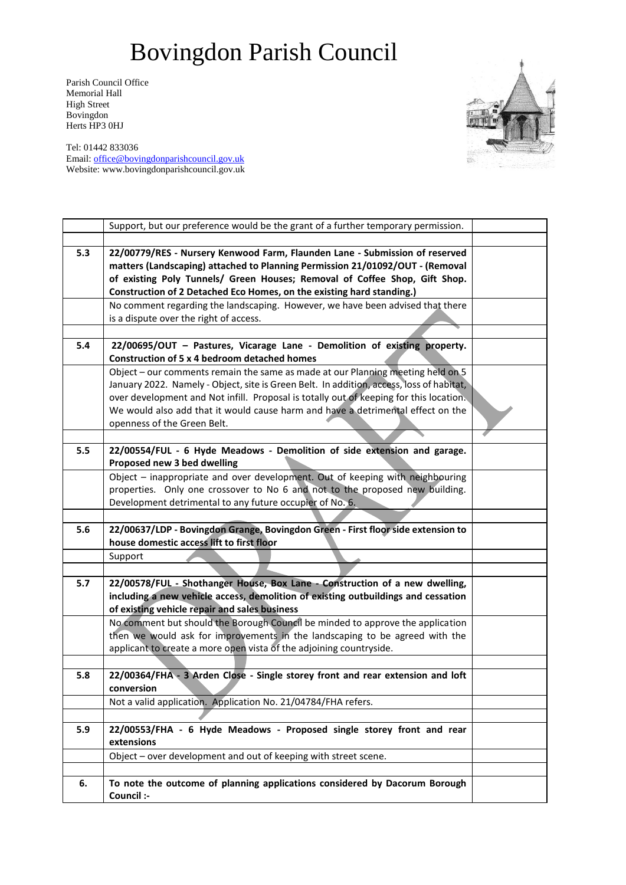# Bovingdon Parish Council

Parish Council Office
Memorial Hall
High Street
Bovingdon
Herts HP3 0HJ

Tel: 01442 833036
Email: office@bovingdonparishcouncil.gov.uk
Website: www.bovingdonparishcouncil.gov.uk

| | | |
|---|---|---|
| | Support, but our preference would be the grant of a further temporary permission. | |
| | | |
| **5.3** | **22/00779/RES - Nursery Kenwood Farm, Flaunden Lane - Submission of reserved matters (Landscaping) attached to Planning Permission 21/01092/OUT - (Removal of existing Poly Tunnels/ Green Houses; Removal of Coffee Shop, Gift Shop. Construction of 2 Detached Eco Homes, on the existing hard standing.)** | |
| | No comment regarding the landscaping. However, we have been advised that there is a dispute over the right of access. | |
| | | |
| **5.4** | **22/00695/OUT – Pastures, Vicarage Lane - Demolition of existing property. Construction of 5 x 4 bedroom detached homes** | |
| | Object – our comments remain the same as made at our Planning meeting held on 5 January 2022. Namely - Object, site is Green Belt. In addition, access, loss of habitat, over development and Not infill. Proposal is totally out of keeping for this location. We would also add that it would cause harm and have a detrimental effect on the openness of the Green Belt. | |
| | | |
| **5.5** | **22/00554/FUL - 6 Hyde Meadows - Demolition of side extension and garage. Proposed new 3 bed dwelling** | |
| | Object – inappropriate and over development. Out of keeping with neighbouring properties. Only one crossover to No 6 and not to the proposed new building. Development detrimental to any future occupier of No. 6. | |
| | | |
| **5.6** | **22/00637/LDP - Bovingdon Grange, Bovingdon Green - First floor side extension to house domestic access lift to first floor** | |
| | Support | |
| | | |
| **5.7** | **22/00578/FUL - Shothanger House, Box Lane - Construction of a new dwelling, including a new vehicle access, demolition of existing outbuildings and cessation of existing vehicle repair and sales business** | |
| | No comment but should the Borough Council be minded to approve the application then we would ask for improvements in the landscaping to be agreed with the applicant to create a more open vista of the adjoining countryside. | |
| | | |
| **5.8** | **22/00364/FHA - 3 Arden Close - Single storey front and rear extension and loft conversion** | |
| | Not a valid application. Application No. 21/04784/FHA refers. | |
| | | |
| **5.9** | **22/00553/FHA - 6 Hyde Meadows - Proposed single storey front and rear extensions** | |
| | Object – over development and out of keeping with street scene. | |
| | | |
| **6.** | **To note the outcome of planning applications considered by Dacorum Borough Council :-** | |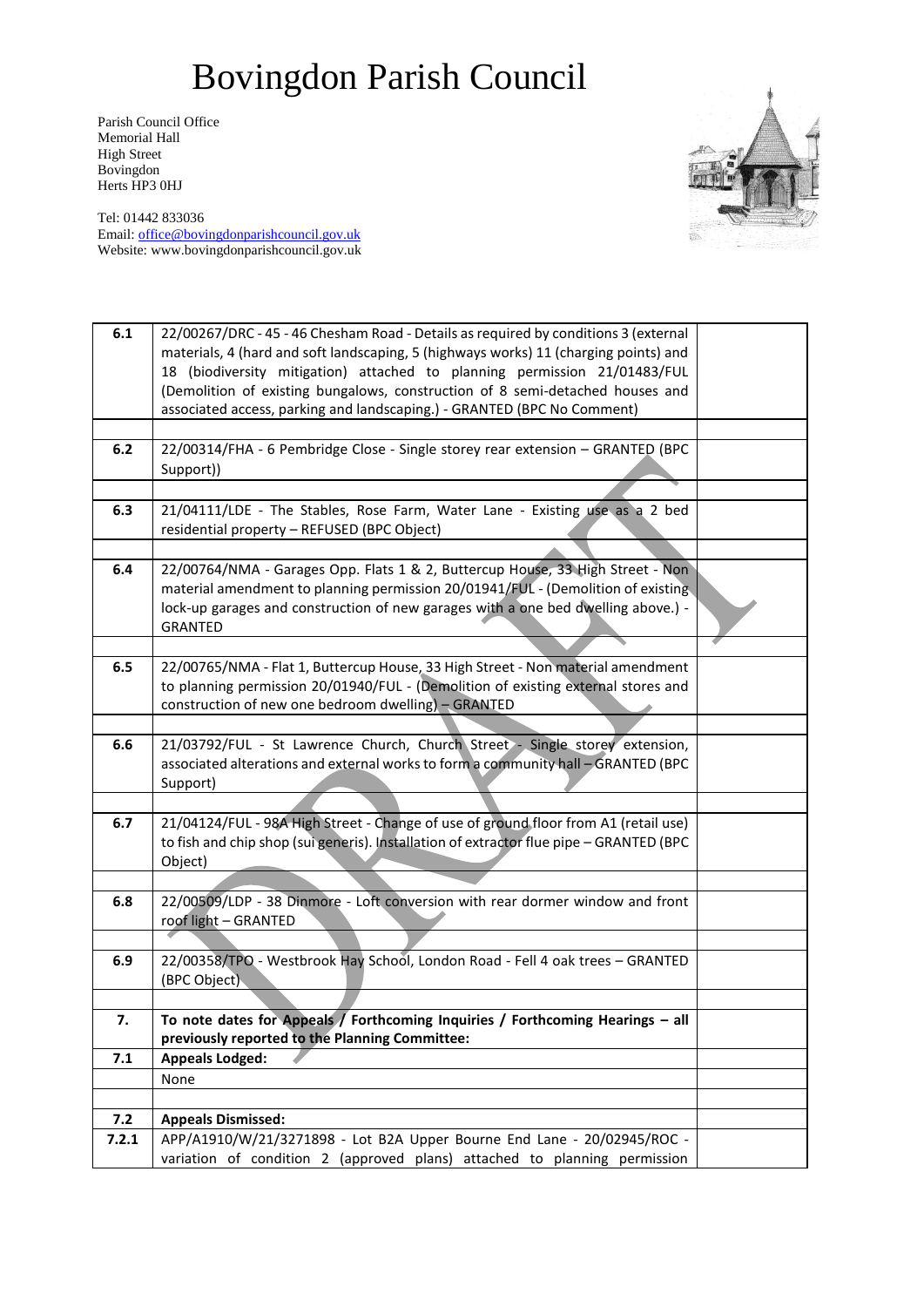# Bovingdon Parish Council

Parish Council Office
Memorial Hall
High Street
Bovingdon
Herts HP3 0HJ

Tel: 01442 833036
Email: office@bovingdonparishcouncil.gov.uk
Website: www.bovingdonparishcouncil.gov.uk

| | | |
|---|---|---|
| **6.1** | 22/00267/DRC - 45 - 46 Chesham Road - Details as required by conditions 3 (external materials, 4 (hard and soft landscaping, 5 (highways works) 11 (charging points) and 18 (biodiversity mitigation) attached to planning permission 21/01483/FUL (Demolition of existing bungalows, construction of 8 semi-detached houses and associated access, parking and landscaping.) - GRANTED (BPC No Comment) | |
| | | |
| **6.2** | 22/00314/FHA - 6 Pembridge Close - Single storey rear extension – GRANTED (BPC Support)) | |
| | | |
| **6.3** | 21/04111/LDE - The Stables, Rose Farm, Water Lane - Existing use as a 2 bed residential property – REFUSED (BPC Object) | |
| | | |
| **6.4** | 22/00764/NMA - Garages Opp. Flats 1 & 2, Buttercup House, 33 High Street - Non material amendment to planning permission 20/01941/FUL - (Demolition of existing lock-up garages and construction of new garages with a one bed dwelling above.) - GRANTED | |
| | | |
| **6.5** | 22/00765/NMA - Flat 1, Buttercup House, 33 High Street - Non material amendment to planning permission 20/01940/FUL - (Demolition of existing external stores and construction of new one bedroom dwelling) – GRANTED | |
| | | |
| **6.6** | 21/03792/FUL - St Lawrence Church, Church Street - Single storey extension, associated alterations and external works to form a community hall – GRANTED (BPC Support) | |
| | | |
| **6.7** | 21/04124/FUL - 98A High Street - Change of use of ground floor from A1 (retail use) to fish and chip shop (sui generis). Installation of extractor flue pipe – GRANTED (BPC Object) | |
| | | |
| **6.8** | 22/00509/LDP - 38 Dinmore - Loft conversion with rear dormer window and front roof light – GRANTED | |
| | | |
| **6.9** | 22/00358/TPO - Westbrook Hay School, London Road - Fell 4 oak trees – GRANTED (BPC Object) | |
| | | |
| **7.** | **To note dates for Appeals / Forthcoming Inquiries / Forthcoming Hearings – all previously reported to the Planning Committee:** | |
| **7.1** | **Appeals Lodged:** | |
| | None | |
| | | |
| **7.2** | **Appeals Dismissed:** | |
| **7.2.1** | APP/A1910/W/21/3271898 - Lot B2A Upper Bourne End Lane - 20/02945/ROC - variation of condition 2 (approved plans) attached to planning permission | |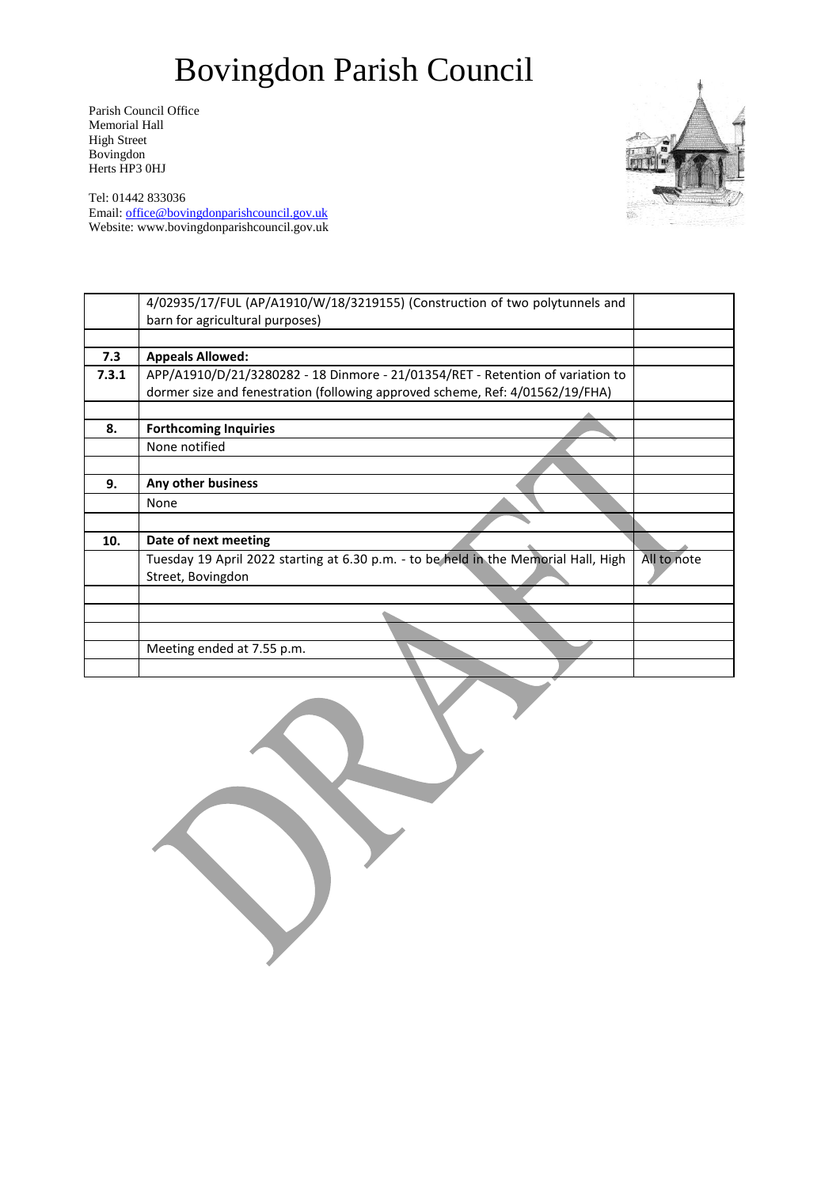# Bovingdon Parish Council

Parish Council Office
Memorial Hall
High Street
Bovingdon
Herts HP3 0HJ

Tel: 01442 833036
Email: office@bovingdonparishcouncil.gov.uk
Website: www.bovingdonparishcouncil.gov.uk

| | | |
|---|---|---|
| | 4/02935/17/FUL (AP/A1910/W/18/3219155) (Construction of two polytunnels and barn for agricultural purposes) | |
| | | |
| **7.3** | **Appeals Allowed:** | |
| **7.3.1** | APP/A1910/D/21/3280282 - 18 Dinmore - 21/01354/RET - Retention of variation to dormer size and fenestration (following approved scheme, Ref: 4/01562/19/FHA) | |
| | | |
| **8.** | **Forthcoming Inquiries** | |
| | None notified | |
| | | |
| **9.** | **Any other business** | |
| | None | |
| | | |
| **10.** | **Date of next meeting** | |
| | Tuesday 19 April 2022 starting at 6.30 p.m. - to be held in the Memorial Hall, High Street, Bovingdon | All to note |
| | | |
| | | |
| | | |
| | Meeting ended at 7.55 p.m. | |
| | | |

DRAFT